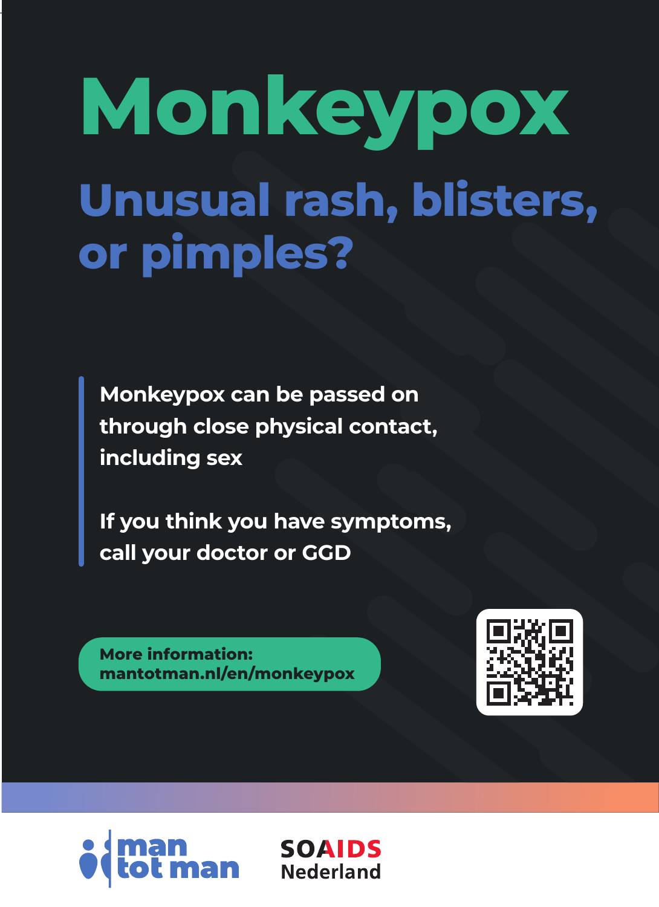# Monkeypox

## Unusual rash, blisters, or pimples?

Monkeypox can be passed on through close physical contact, including sex

If you think you have symptoms, call your doctor or GGD

**More information:**
**mantotman.nl/en/monkeypox**

man tot man

SOAIDS Nederland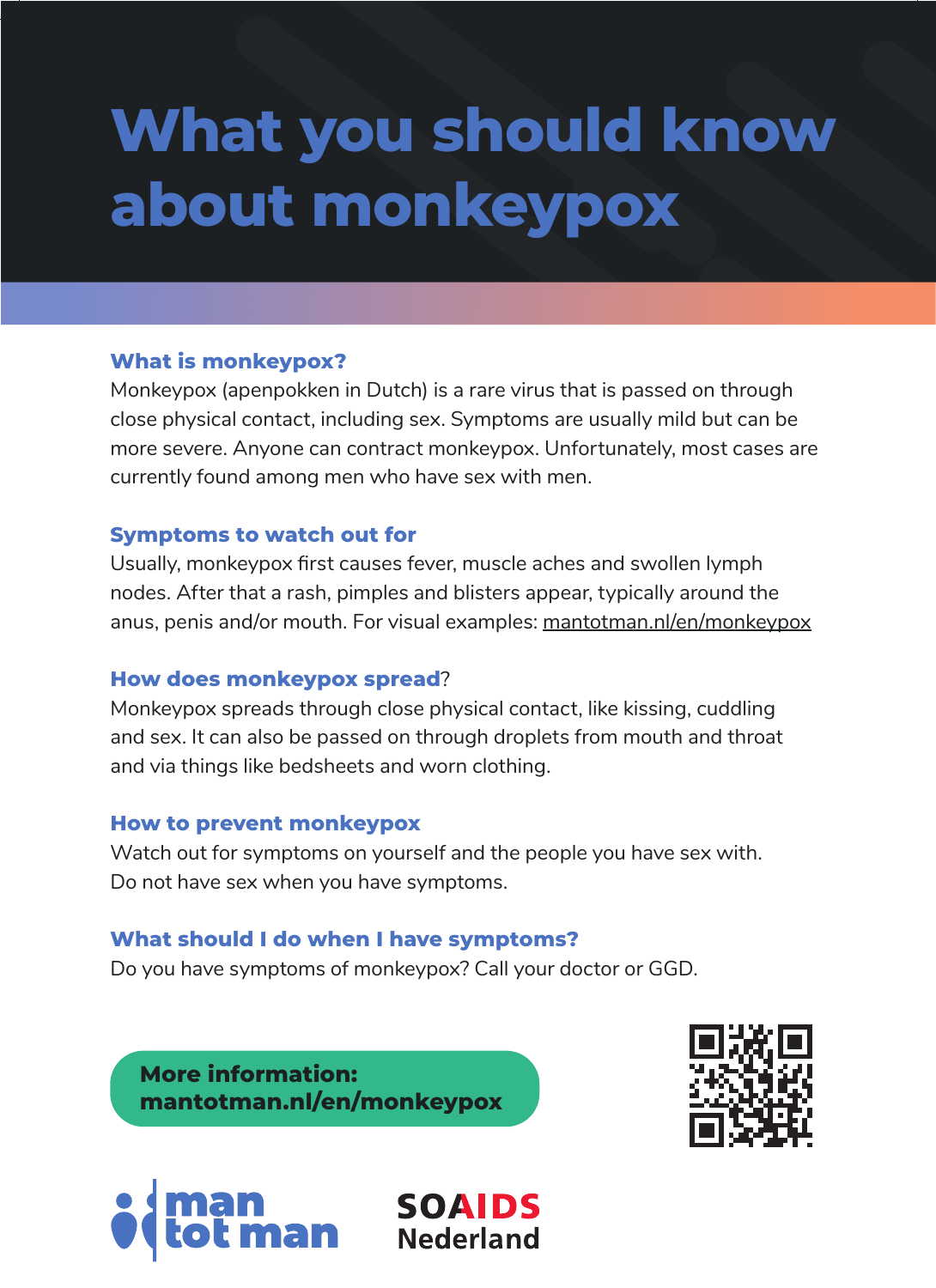# What you should know about monkeypox

## What is monkeypox?

Monkeypox (apenpokken in Dutch) is a rare virus that is passed on through close physical contact, including sex. Symptoms are usually mild but can be more severe. Anyone can contract monkeypox. Unfortunately, most cases are currently found among men who have sex with men.

## Symptoms to watch out for

Usually, monkeypox first causes fever, muscle aches and swollen lymph nodes. After that a rash, pimples and blisters appear, typically around the anus, penis and/or mouth. For visual examples: mantotman.nl/en/monkeypox

## How does monkeypox spread?

Monkeypox spreads through close physical contact, like kissing, cuddling and sex. It can also be passed on through droplets from mouth and throat and via things like bedsheets and worn clothing.

## How to prevent monkeypox

Watch out for symptoms on yourself and the people you have sex with. Do not have sex when you have symptoms.

## What should I do when I have symptoms?

Do you have symptoms of monkeypox? Call your doctor or GGD.

**More information: mantotman.nl/en/monkeypox**

man tot man

SOAIDS Nederland